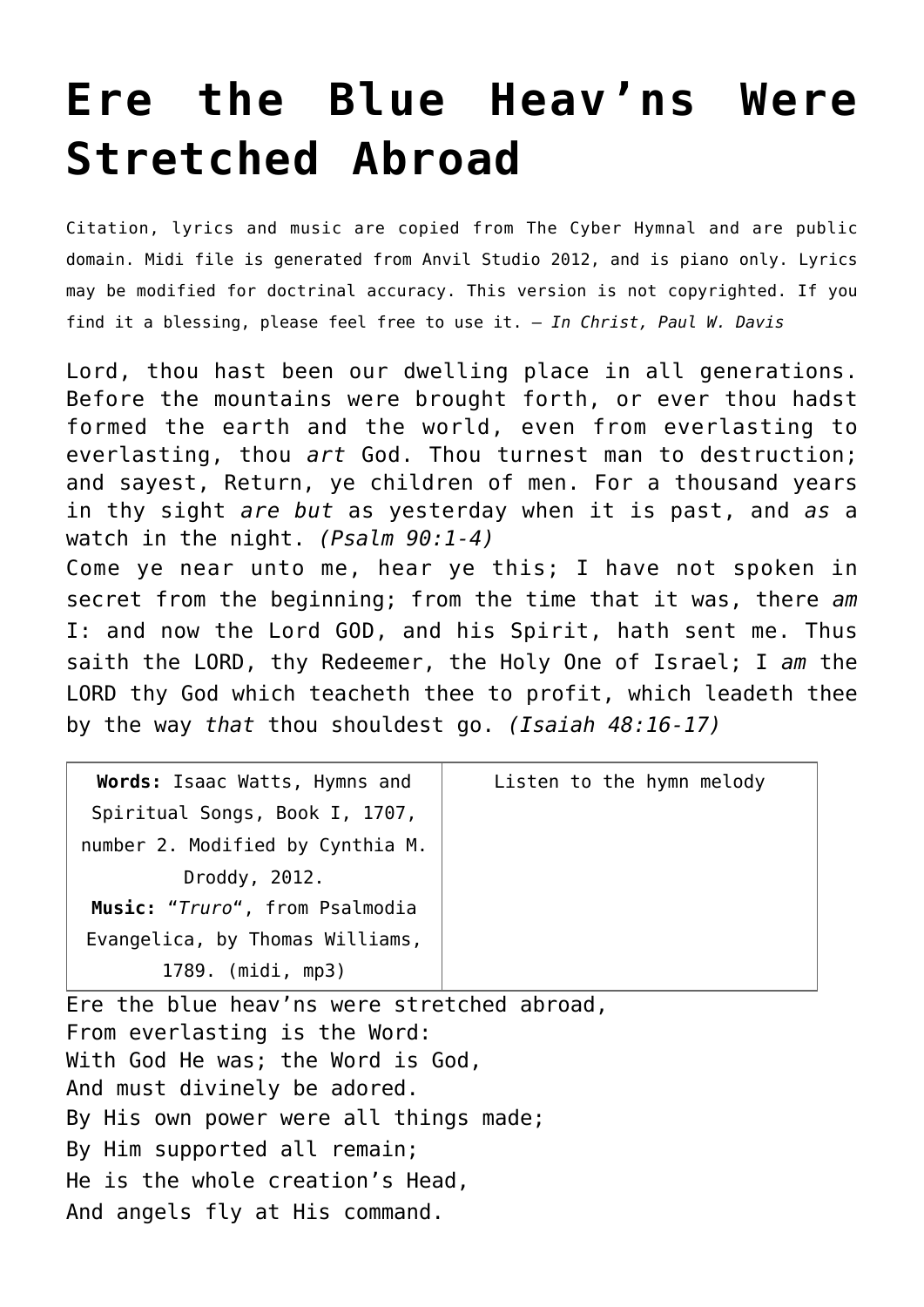# Ere the Blue Heav'ns Were Stretched Abroad

Citation, lyrics and music are copied from The Cyber Hymnal and are public domain. Midi file is generated from Anvil Studio 2012, and is piano only. Lyrics may be modified for doctrinal accuracy. This version is not copyrighted. If you find it a blessing, please feel free to use it. – *In Christ, Paul W. Davis*

Lord, thou hast been our dwelling place in all generations. Before the mountains were brought forth, or ever thou hadst formed the earth and the world, even from everlasting to everlasting, thou *art* God. Thou turnest man to destruction; and sayest, Return, ye children of men. For a thousand years in thy sight *are but* as yesterday when it is past, and *as* a watch in the night. *(Psalm 90:1-4)*
Come ye near unto me, hear ye this; I have not spoken in secret from the beginning; from the time that it was, there *am* I: and now the Lord GOD, and his Spirit, hath sent me. Thus saith the LORD, thy Redeemer, the Holy One of Israel; I *am* the LORD thy God which teacheth thee to profit, which leadeth thee by the way *that* thou shouldest go. *(Isaiah 48:16-17)*

| **Words:** Isaac Watts, Hymns and Spiritual Songs, Book I, 1707, number 2. Modified by Cynthia M. Droddy, 2012. **Music:** "*Truro*", from Psalmodia Evangelica, by Thomas Williams, 1789. (midi, mp3) | Listen to the hymn melody |
|---|---|

Ere the blue heav'ns were stretched abroad,
From everlasting is the Word:
With God He was; the Word is God,
And must divinely be adored.
By His own power were all things made;
By Him supported all remain;
He is the whole creation's Head,
And angels fly at His command.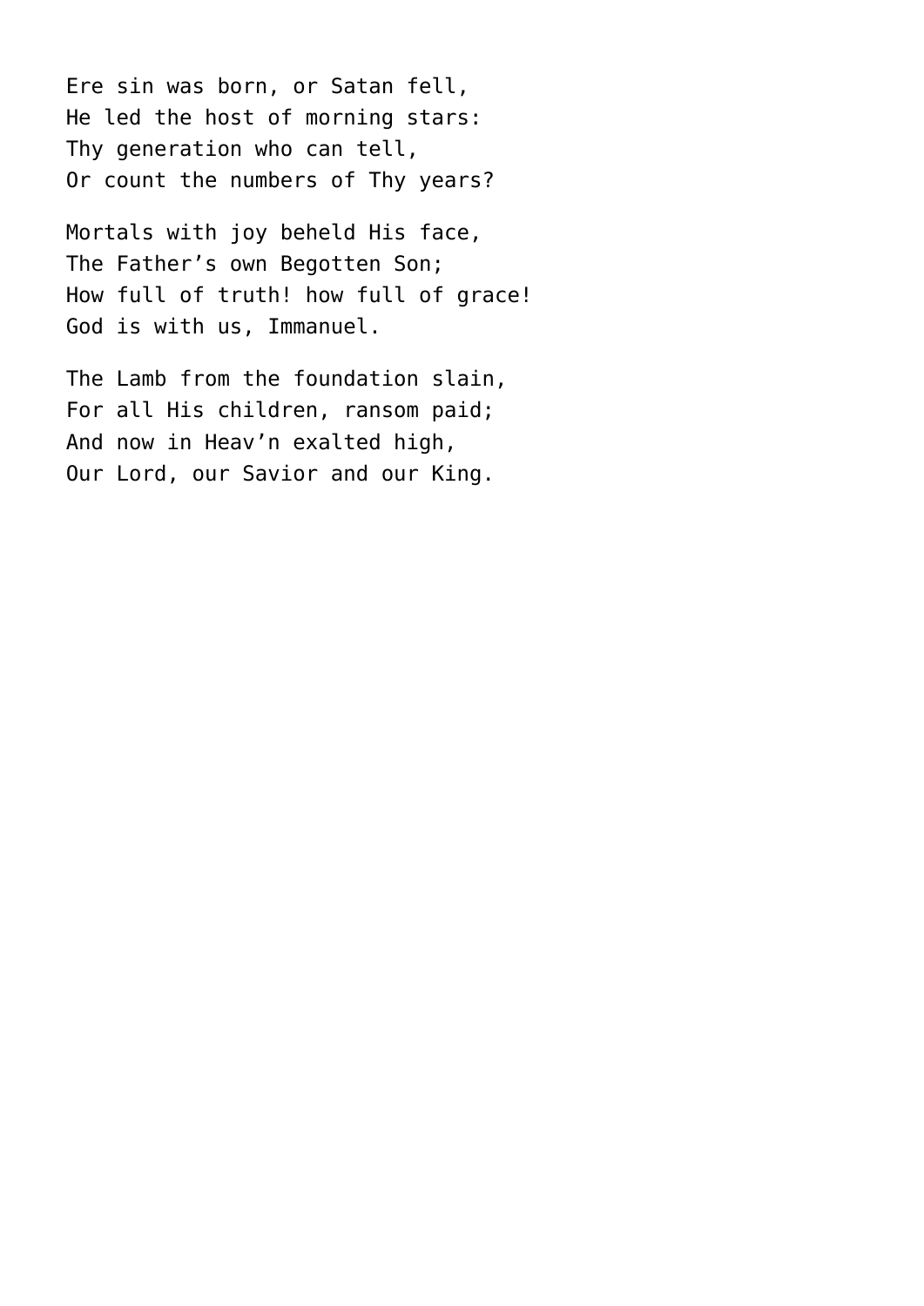Ere sin was born, or Satan fell,
He led the host of morning stars:
Thy generation who can tell,
Or count the numbers of Thy years?

Mortals with joy beheld His face,
The Father’s own Begotten Son;
How full of truth! how full of grace!
God is with us, Immanuel.

The Lamb from the foundation slain,
For all His children, ransom paid;
And now in Heav’n exalted high,
Our Lord, our Savior and our King.